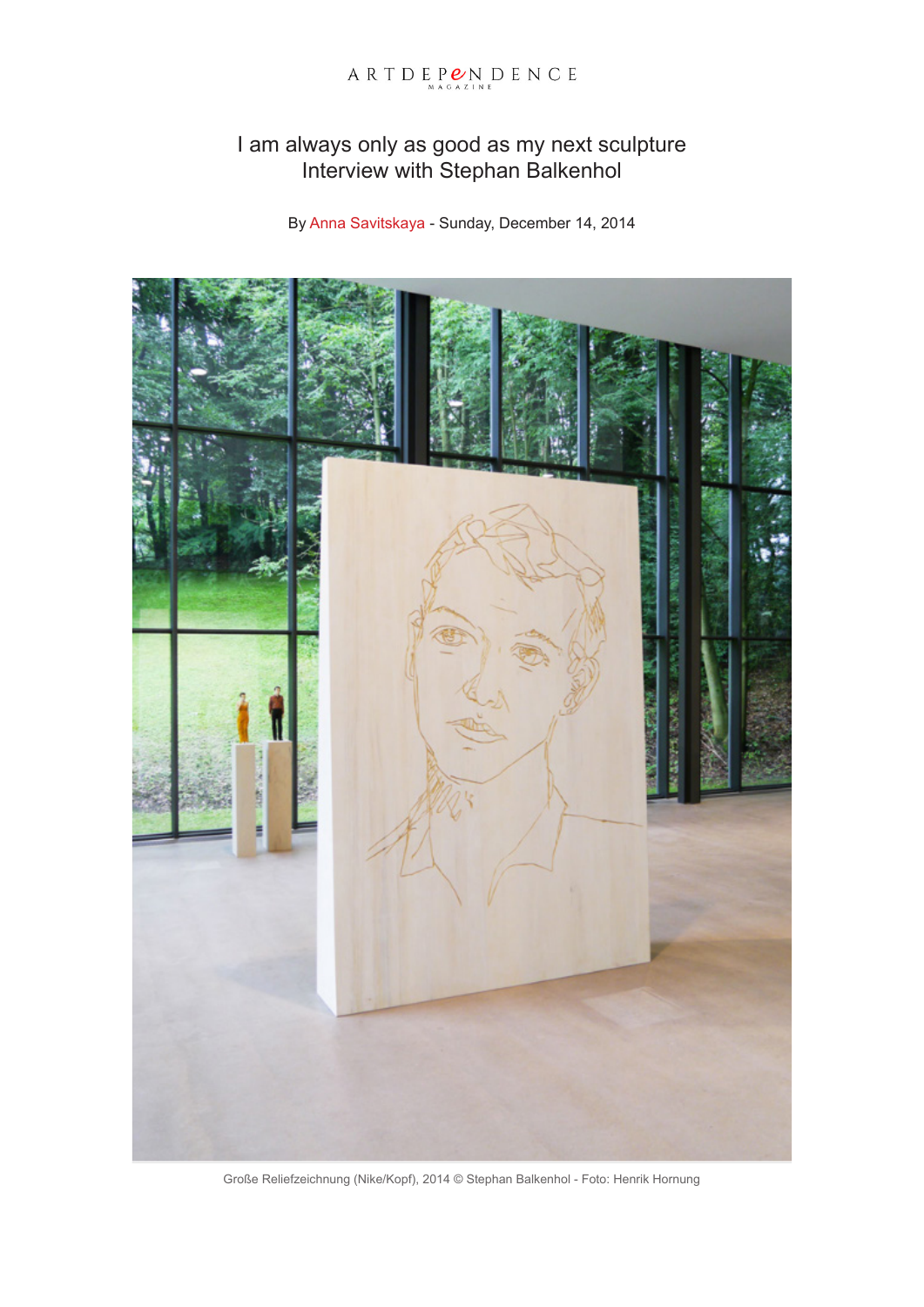ARTDEPENDENCE MAGAZINE

# I am always only as good as my next sculpture
## Interview with Stephan Balkenhol

By Anna Savitskaya - Sunday, December 14, 2014

Große Reliefzeichnung (Nike/Kopf), 2014 © Stephan Balkenhol - Foto: Henrik Hornung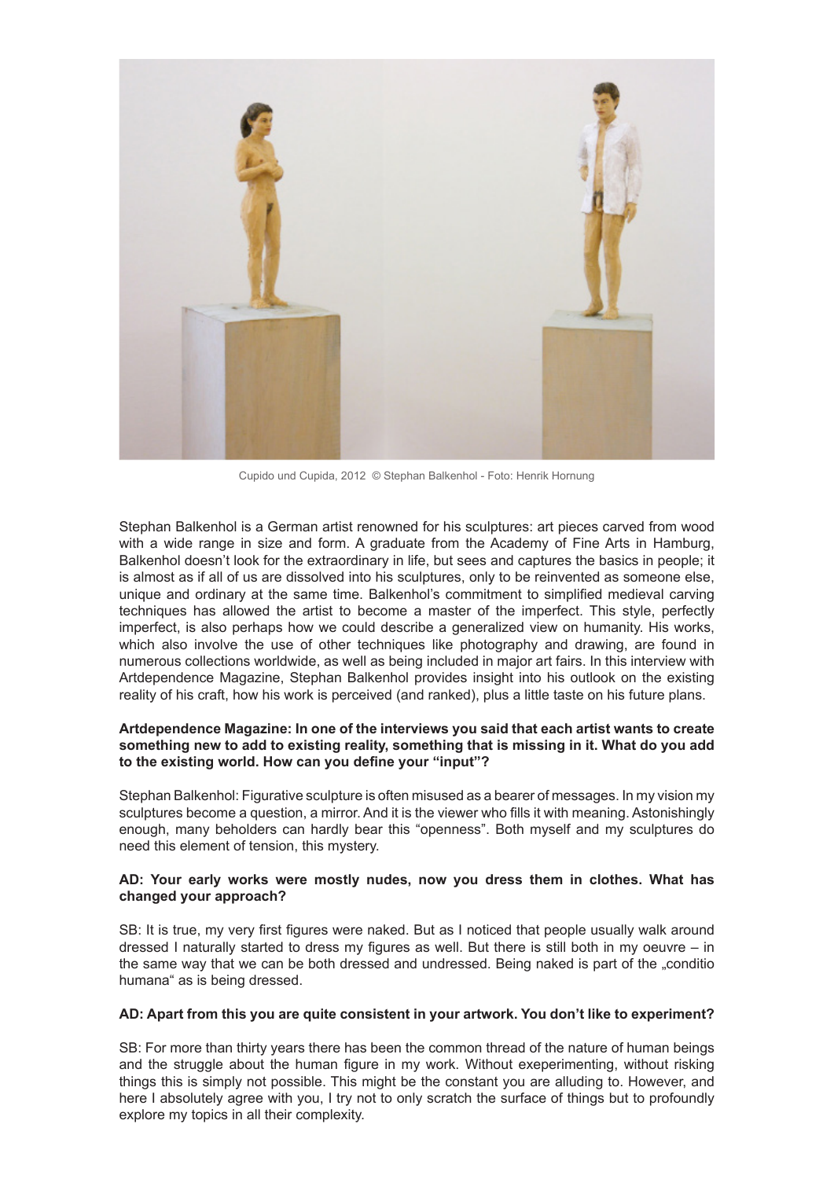Cupido und Cupida, 2012 © Stephan Balkenhol - Foto: Henrik Hornung

Stephan Balkenhol is a German artist renowned for his sculptures: art pieces carved from wood with a wide range in size and form. A graduate from the Academy of Fine Arts in Hamburg, Balkenhol doesn't look for the extraordinary in life, but sees and captures the basics in people; it is almost as if all of us are dissolved into his sculptures, only to be reinvented as someone else, unique and ordinary at the same time. Balkenhol's commitment to simplified medieval carving techniques has allowed the artist to become a master of the imperfect. This style, perfectly imperfect, is also perhaps how we could describe a generalized view on humanity. His works, which also involve the use of other techniques like photography and drawing, are found in numerous collections worldwide, as well as being included in major art fairs. In this interview with Artdependence Magazine, Stephan Balkenhol provides insight into his outlook on the existing reality of his craft, how his work is perceived (and ranked), plus a little taste on his future plans.

**Artdependence Magazine: In one of the interviews you said that each artist wants to create something new to add to existing reality, something that is missing in it. What do you add to the existing world. How can you define your "input"?**

Stephan Balkenhol: Figurative sculpture is often misused as a bearer of messages. In my vision my sculptures become a question, a mirror. And it is the viewer who fills it with meaning. Astonishingly enough, many beholders can hardly bear this "openness". Both myself and my sculptures do need this element of tension, this mystery.

**AD: Your early works were mostly nudes, now you dress them in clothes. What has changed your approach?**

SB: It is true, my very first figures were naked. But as I noticed that people usually walk around dressed I naturally started to dress my figures as well. But there is still both in my oeuvre – in the same way that we can be both dressed and undressed. Being naked is part of the „conditio humana" as is being dressed.

**AD: Apart from this you are quite consistent in your artwork. You don't like to experiment?**

SB: For more than thirty years there has been the common thread of the nature of human beings and the struggle about the human figure in my work. Without exeperimenting, without risking things this is simply not possible. This might be the constant you are alluding to. However, and here I absolutely agree with you, I try not to only scratch the surface of things but to profoundly explore my topics in all their complexity.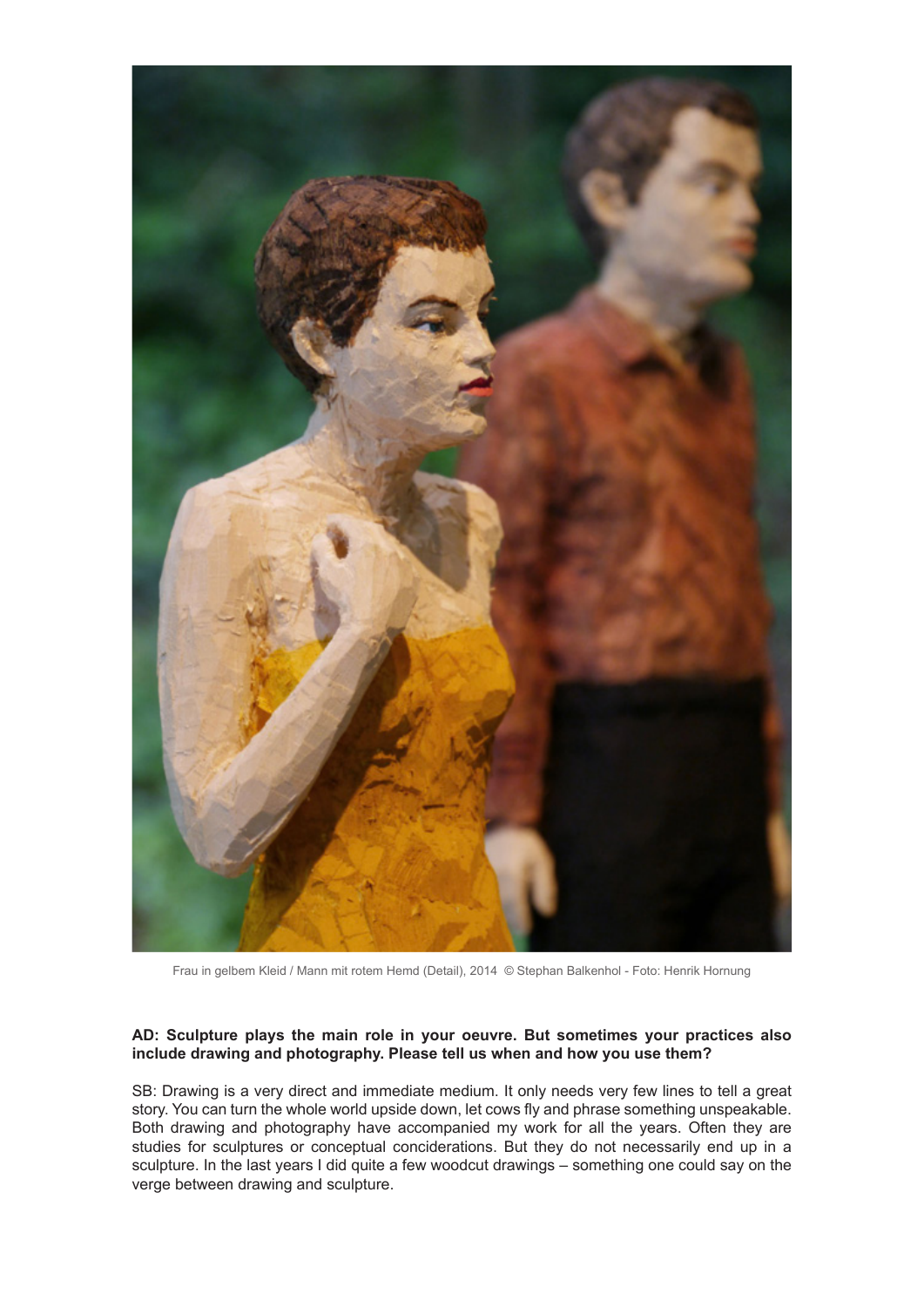Frau in gelbem Kleid / Mann mit rotem Hemd (Detail), 2014 © Stephan Balkenhol - Foto: Henrik Hornung

**AD: Sculpture plays the main role in your oeuvre. But sometimes your practices also include drawing and photography. Please tell us when and how you use them?**

SB: Drawing is a very direct and immediate medium. It only needs very few lines to tell a great story. You can turn the whole world upside down, let cows fly and phrase something unspeakable. Both drawing and photography have accompanied my work for all the years. Often they are studies for sculptures or conceptual conciderations. But they do not necessarily end up in a sculpture. In the last years I did quite a few woodcut drawings – something one could say on the verge between drawing and sculpture.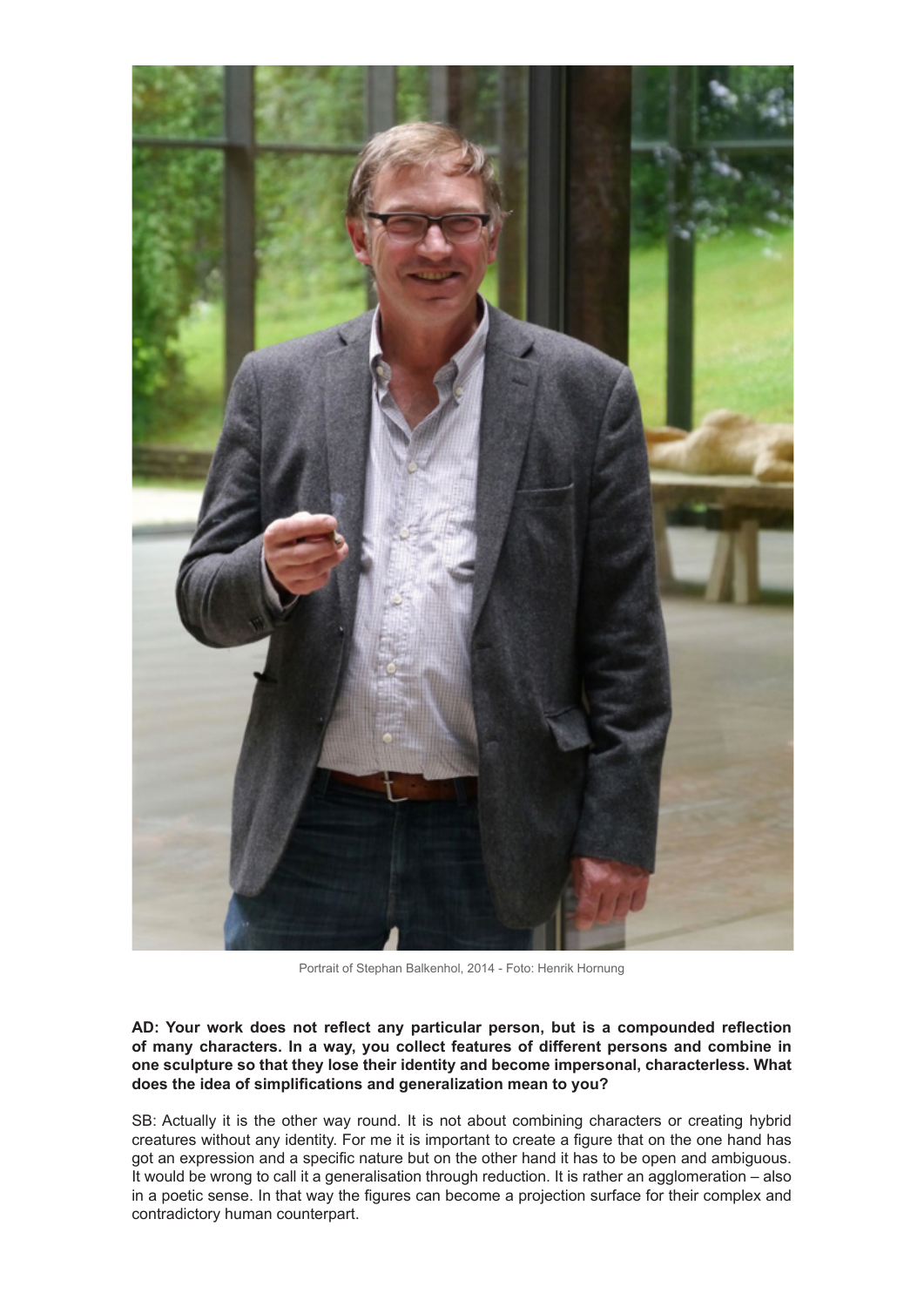Portrait of Stephan Balkenhol, 2014 - Foto: Henrik Hornung

**AD: Your work does not reflect any particular person, but is a compounded reflection of many characters. In a way, you collect features of different persons and combine in one sculpture so that they lose their identity and become impersonal, characterless. What does the idea of simplifications and generalization mean to you?**

SB: Actually it is the other way round. It is not about combining characters or creating hybrid creatures without any identity. For me it is important to create a figure that on the one hand has got an expression and a specific nature but on the other hand it has to be open and ambiguous. It would be wrong to call it a generalisation through reduction. It is rather an agglomeration – also in a poetic sense. In that way the figures can become a projection surface for their complex and contradictory human counterpart.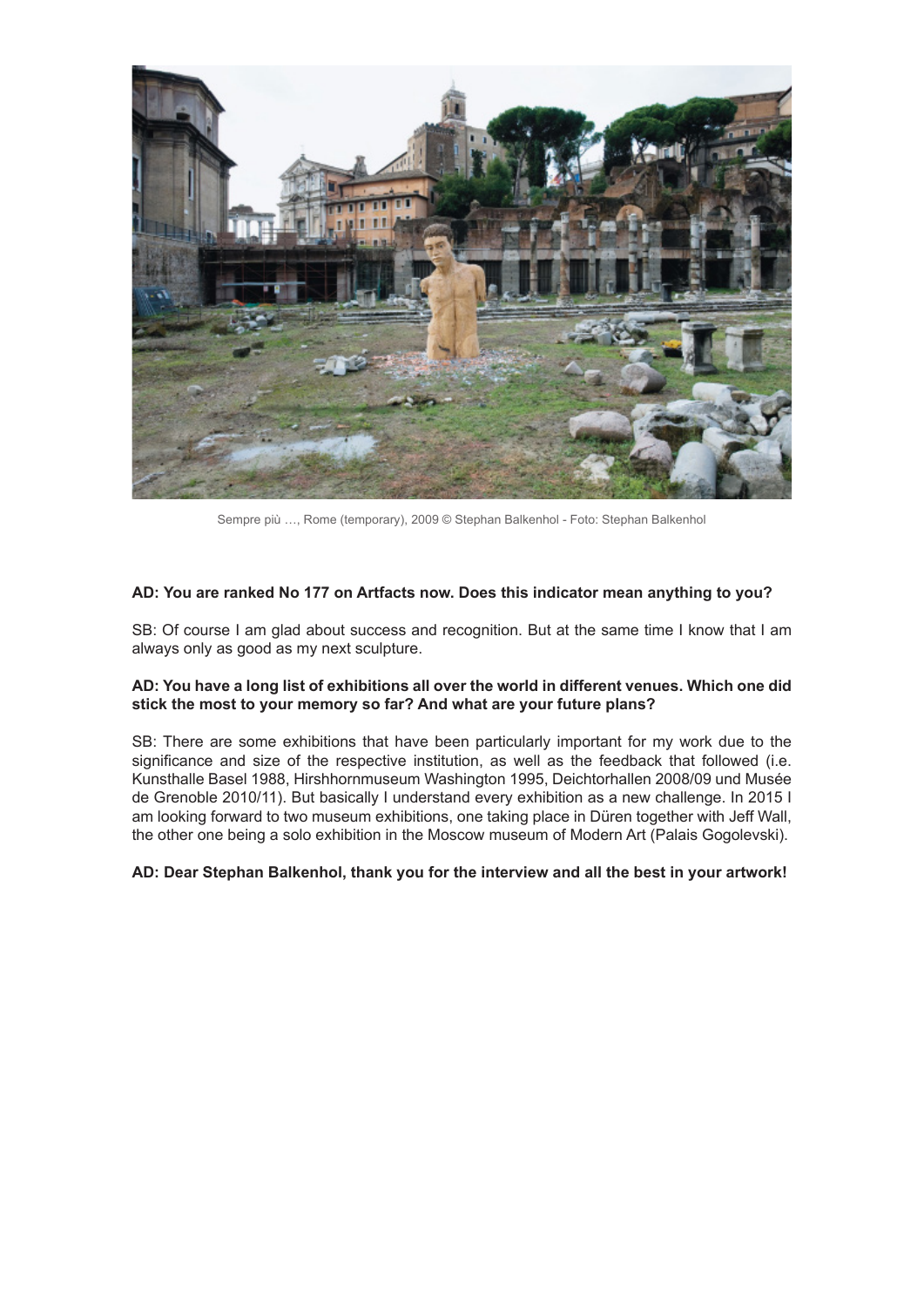Sempre più …, Rome (temporary), 2009 © Stephan Balkenhol - Foto: Stephan Balkenhol

**AD: You are ranked No 177 on Artfacts now. Does this indicator mean anything to you?**

SB: Of course I am glad about success and recognition. But at the same time I know that I am always only as good as my next sculpture.

**AD: You have a long list of exhibitions all over the world in different venues. Which one did stick the most to your memory so far? And what are your future plans?**

SB: There are some exhibitions that have been particularly important for my work due to the significance and size of the respective institution, as well as the feedback that followed (i.e. Kunsthalle Basel 1988, Hirshhornmuseum Washington 1995, Deichtorhallen 2008/09 und Musée de Grenoble 2010/11). But basically I understand every exhibition as a new challenge. In 2015 I am looking forward to two museum exhibitions, one taking place in Düren together with Jeff Wall, the other one being a solo exhibition in the Moscow museum of Modern Art (Palais Gogolevski).

**AD: Dear Stephan Balkenhol, thank you for the interview and all the best in your artwork!**